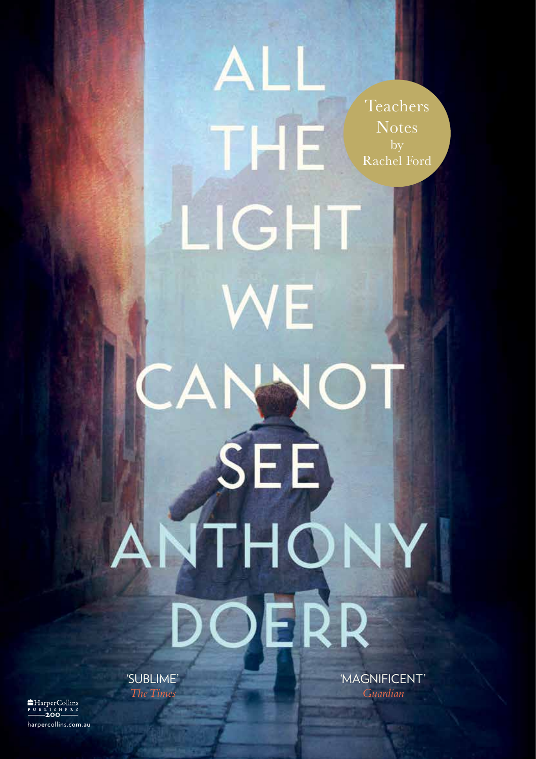# ALL THE LIGHT WE CANNOT SEE

## ANTHONY DOERR

Teachers Notes by Rachel Ford

'SUBLIME' *The Times*

'MAGNIFICENT' *Guardian*

HarperCollins Publishers 200

harpercollins.com.au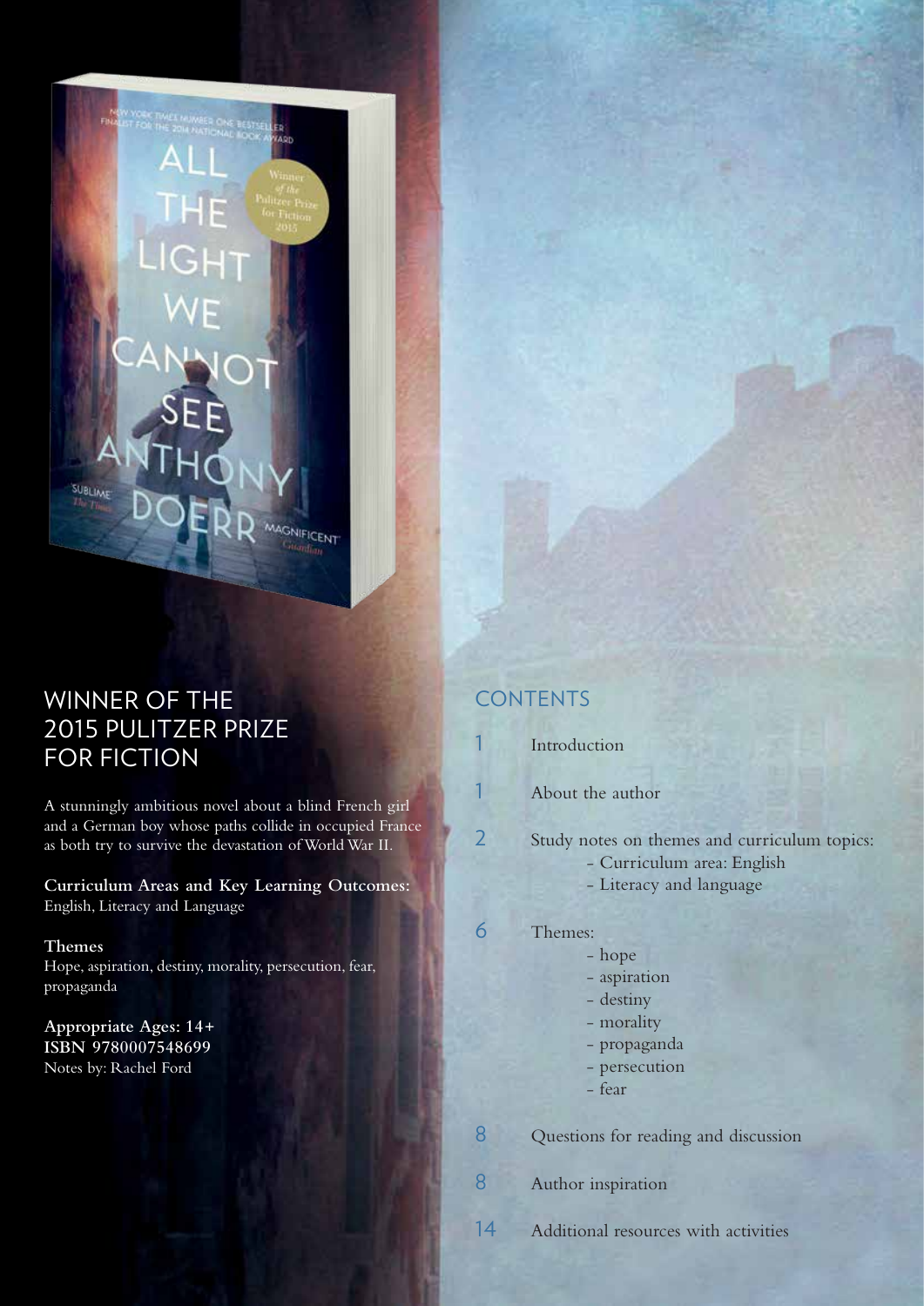## WINNER OF THE 2015 PULITZER PRIZE FOR FICTION

A stunningly ambitious novel about a blind French girl and a German boy whose paths collide in occupied France as both try to survive the devastation of World War II.

**Curriculum Areas and Key Learning Outcomes:**
English, Literacy and Language

**Themes**
Hope, aspiration, destiny, morality, persecution, fear, propaganda

**Appropriate Ages: 14+**
**ISBN 9780007548699**
Notes by: Rachel Ford

## CONTENTS

| | |
|---|---|
| 1 | Introduction |
| 1 | About the author |
| 2 | Study notes on themes and curriculum topics:<br>- Curriculum area: English<br>- Literacy and language |
| 6 | Themes:<br>- hope<br>- aspiration<br>- destiny<br>- morality<br>- propaganda<br>- persecution<br>- fear |
| 8 | Questions for reading and discussion |
| 8 | Author inspiration |
| 14 | Additional resources with activities |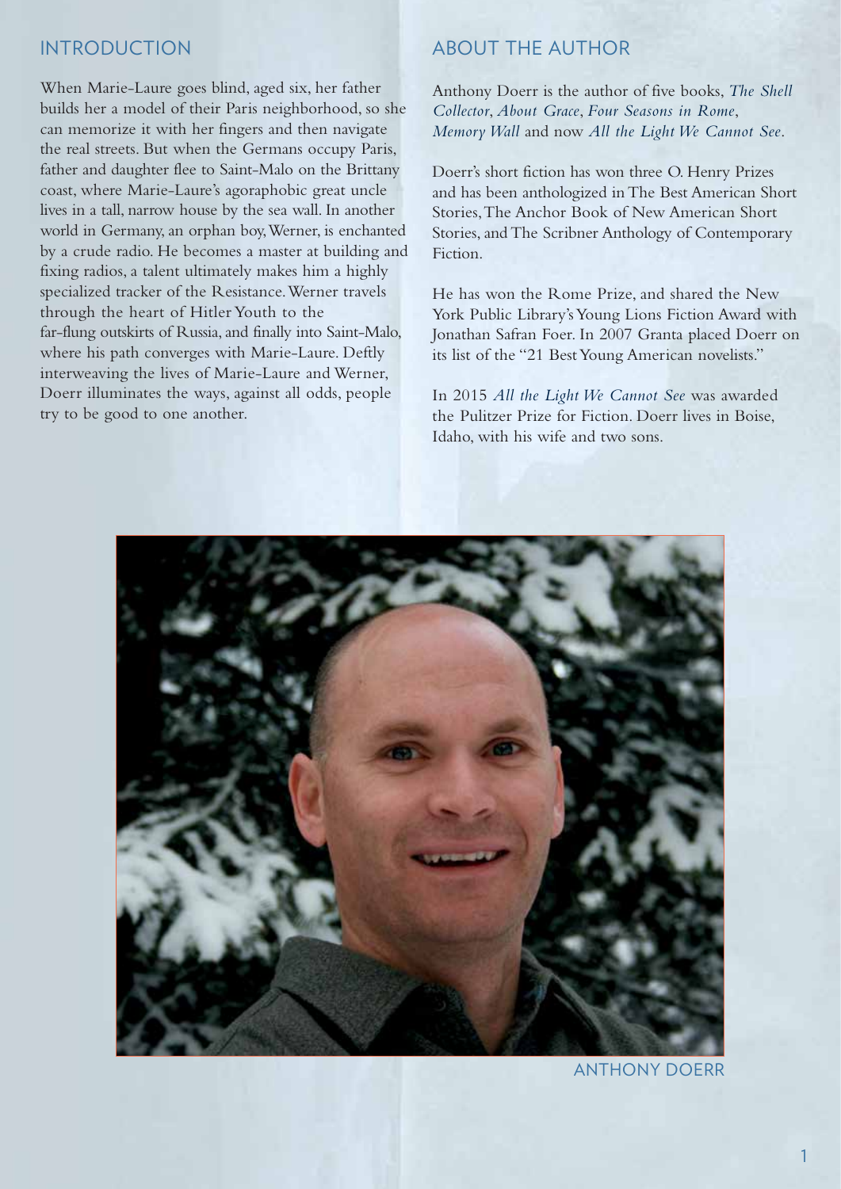## INTRODUCTION

When Marie-Laure goes blind, aged six, her father builds her a model of their Paris neighborhood, so she can memorize it with her fingers and then navigate the real streets. But when the Germans occupy Paris, father and daughter flee to Saint-Malo on the Brittany coast, where Marie-Laure's agoraphobic great uncle lives in a tall, narrow house by the sea wall. In another world in Germany, an orphan boy, Werner, is enchanted by a crude radio. He becomes a master at building and fixing radios, a talent ultimately makes him a highly specialized tracker of the Resistance. Werner travels through the heart of Hitler Youth to the far-flung outskirts of Russia, and finally into Saint-Malo, where his path converges with Marie-Laure. Deftly interweaving the lives of Marie-Laure and Werner, Doerr illuminates the ways, against all odds, people try to be good to one another.

## ABOUT THE AUTHOR

Anthony Doerr is the author of five books, *The Shell Collector*, *About Grace*, *Four Seasons in Rome*, *Memory Wall* and now *All the Light We Cannot See*.

Doerr's short fiction has won three O. Henry Prizes and has been anthologized in The Best American Short Stories, The Anchor Book of New American Short Stories, and The Scribner Anthology of Contemporary Fiction.

He has won the Rome Prize, and shared the New York Public Library's Young Lions Fiction Award with Jonathan Safran Foer. In 2007 Granta placed Doerr on its list of the "21 Best Young American novelists."

In 2015 *All the Light We Cannot See* was awarded the Pulitzer Prize for Fiction. Doerr lives in Boise, Idaho, with his wife and two sons.

ANTHONY DOERR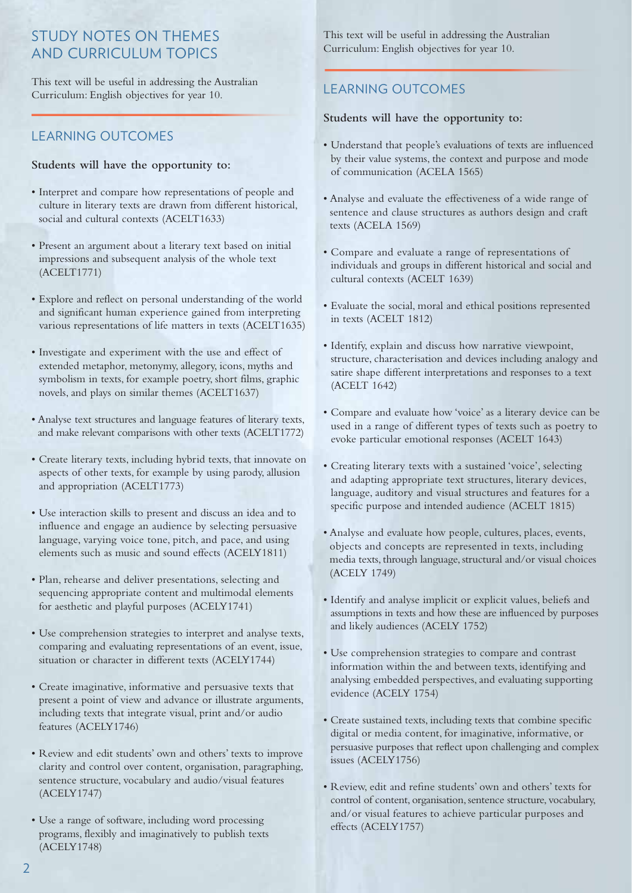## STUDY NOTES ON THEMES AND CURRICULUM TOPICS

This text will be useful in addressing the Australian Curriculum: English objectives for year 10.

### LEARNING OUTCOMES

**Students will have the opportunity to:**

- Interpret and compare how representations of people and culture in literary texts are drawn from different historical, social and cultural contexts (ACELT1633)
- Present an argument about a literary text based on initial impressions and subsequent analysis of the whole text (ACELT1771)
- Explore and reflect on personal understanding of the world and significant human experience gained from interpreting various representations of life matters in texts (ACELT1635)
- Investigate and experiment with the use and effect of extended metaphor, metonymy, allegory, icons, myths and symbolism in texts, for example poetry, short films, graphic novels, and plays on similar themes (ACELT1637)
- Analyse text structures and language features of literary texts, and make relevant comparisons with other texts (ACELT1772)
- Create literary texts, including hybrid texts, that innovate on aspects of other texts, for example by using parody, allusion and appropriation (ACELT1773)
- Use interaction skills to present and discuss an idea and to influence and engage an audience by selecting persuasive language, varying voice tone, pitch, and pace, and using elements such as music and sound effects (ACELY1811)
- Plan, rehearse and deliver presentations, selecting and sequencing appropriate content and multimodal elements for aesthetic and playful purposes (ACELY1741)
- Use comprehension strategies to interpret and analyse texts, comparing and evaluating representations of an event, issue, situation or character in different texts (ACELY1744)
- Create imaginative, informative and persuasive texts that present a point of view and advance or illustrate arguments, including texts that integrate visual, print and/or audio features (ACELY1746)
- Review and edit students' own and others' texts to improve clarity and control over content, organisation, paragraphing, sentence structure, vocabulary and audio/visual features (ACELY1747)
- Use a range of software, including word processing programs, flexibly and imaginatively to publish texts (ACELY1748)

This text will be useful in addressing the Australian Curriculum: English objectives for year 10.

### LEARNING OUTCOMES

**Students will have the opportunity to:**

- Understand that people's evaluations of texts are influenced by their value systems, the context and purpose and mode of communication (ACELA 1565)
- Analyse and evaluate the effectiveness of a wide range of sentence and clause structures as authors design and craft texts (ACELA 1569)
- Compare and evaluate a range of representations of individuals and groups in different historical and social and cultural contexts (ACELT 1639)
- Evaluate the social, moral and ethical positions represented in texts (ACELT 1812)
- Identify, explain and discuss how narrative viewpoint, structure, characterisation and devices including analogy and satire shape different interpretations and responses to a text (ACELT 1642)
- Compare and evaluate how 'voice' as a literary device can be used in a range of different types of texts such as poetry to evoke particular emotional responses (ACELT 1643)
- Creating literary texts with a sustained 'voice', selecting and adapting appropriate text structures, literary devices, language, auditory and visual structures and features for a specific purpose and intended audience (ACELT 1815)
- Analyse and evaluate how people, cultures, places, events, objects and concepts are represented in texts, including media texts, through language, structural and/or visual choices (ACELY 1749)
- Identify and analyse implicit or explicit values, beliefs and assumptions in texts and how these are influenced by purposes and likely audiences (ACELY 1752)
- Use comprehension strategies to compare and contrast information within the and between texts, identifying and analysing embedded perspectives, and evaluating supporting evidence (ACELY 1754)
- Create sustained texts, including texts that combine specific digital or media content, for imaginative, informative, or persuasive purposes that reflect upon challenging and complex issues (ACELY1756)
- Review, edit and refine students' own and others' texts for control of content, organisation, sentence structure, vocabulary, and/or visual features to achieve particular purposes and effects (ACELY1757)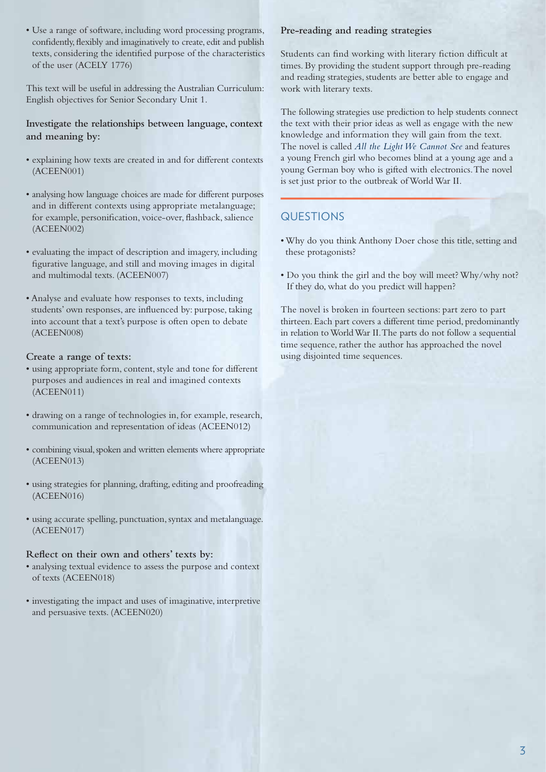- Use a range of software, including word processing programs, confidently, flexibly and imaginatively to create, edit and publish texts, considering the identified purpose of the characteristics of the user (ACELY 1776)

This text will be useful in addressing the Australian Curriculum: English objectives for Senior Secondary Unit 1.

**Investigate the relationships between language, context and meaning by:**

- explaining how texts are created in and for different contexts (ACEEN001)
- analysing how language choices are made for different purposes and in different contexts using appropriate metalanguage; for example, personification, voice-over, flashback, salience (ACEEN002)
- evaluating the impact of description and imagery, including figurative language, and still and moving images in digital and multimodal texts. (ACEEN007)
- Analyse and evaluate how responses to texts, including students' own responses, are influenced by: purpose, taking into account that a text's purpose is often open to debate (ACEEN008)

**Create a range of texts:**

- using appropriate form, content, style and tone for different purposes and audiences in real and imagined contexts (ACEEN011)
- drawing on a range of technologies in, for example, research, communication and representation of ideas (ACEEN012)
- combining visual, spoken and written elements where appropriate (ACEEN013)
- using strategies for planning, drafting, editing and proofreading (ACEEN016)
- using accurate spelling, punctuation, syntax and metalanguage. (ACEEN017)

**Reflect on their own and others' texts by:**

- analysing textual evidence to assess the purpose and context of texts (ACEEN018)
- investigating the impact and uses of imaginative, interpretive and persuasive texts. (ACEEN020)

**Pre-reading and reading strategies**

Students can find working with literary fiction difficult at times. By providing the student support through pre-reading and reading strategies, students are better able to engage and work with literary texts.

The following strategies use prediction to help students connect the text with their prior ideas as well as engage with the new knowledge and information they will gain from the text. The novel is called *All the Light We Cannot See* and features a young French girl who becomes blind at a young age and a young German boy who is gifted with electronics. The novel is set just prior to the outbreak of World War II.

## QUESTIONS

- Why do you think Anthony Doer chose this title, setting and these protagonists?
- Do you think the girl and the boy will meet? Why/why not? If they do, what do you predict will happen?

The novel is broken in fourteen sections: part zero to part thirteen. Each part covers a different time period, predominantly in relation to World War II. The parts do not follow a sequential time sequence, rather the author has approached the novel using disjointed time sequences.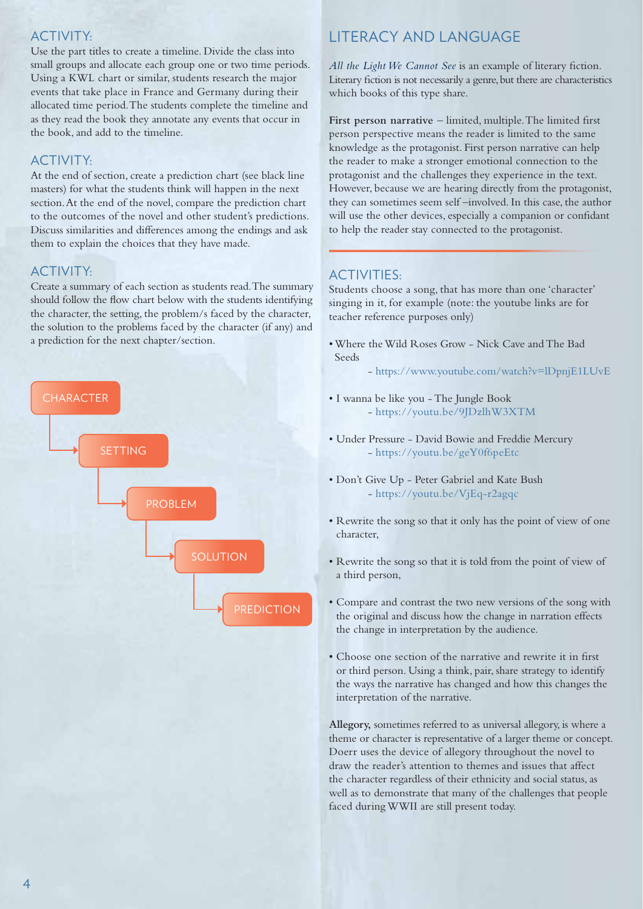## ACTIVITY:

Use the part titles to create a timeline. Divide the class into small groups and allocate each group one or two time periods. Using a KWL chart or similar, students research the major events that take place in France and Germany during their allocated time period. The students complete the timeline and as they read the book they annotate any events that occur in the book, and add to the timeline.

## ACTIVITY:

At the end of section, create a prediction chart (see black line masters) for what the students think will happen in the next section. At the end of the novel, compare the prediction chart to the outcomes of the novel and other student's predictions. Discuss similarities and differences among the endings and ask them to explain the choices that they have made.

## ACTIVITY:

Create a summary of each section as students read. The summary should follow the flow chart below with the students identifying the character, the setting, the problem/s faced by the character, the solution to the problems faced by the character (if any) and a prediction for the next chapter/section.

CHARACTER → SETTING → PROBLEM → SOLUTION → PREDICTION

## LITERACY AND LANGUAGE

*All the Light We Cannot See* is an example of literary fiction. Literary fiction is not necessarily a genre, but there are characteristics which books of this type share.

**First person narrative** – limited, multiple. The limited first person perspective means the reader is limited to the same knowledge as the protagonist. First person narrative can help the reader to make a stronger emotional connection to the protagonist and the challenges they experience in the text. However, because we are hearing directly from the protagonist, they can sometimes seem self –involved. In this case, the author will use the other devices, especially a companion or confidant to help the reader stay connected to the protagonist.

## ACTIVITIES:

Students choose a song, that has more than one 'character' singing in it, for example (note: the youtube links are for teacher reference purposes only)

- Where the Wild Roses Grow - Nick Cave and The Bad Seeds
  - https://www.youtube.com/watch?v=lDpnjE1LUvE
- I wanna be like you - The Jungle Book
  - https://youtu.be/9JDzlhW3XTM
- Under Pressure - David Bowie and Freddie Mercury
  - https://youtu.be/geY0f6peEtc
- Don't Give Up - Peter Gabriel and Kate Bush
  - https://youtu.be/VjEq-r2agqc
- Rewrite the song so that it only has the point of view of one character,
- Rewrite the song so that it is told from the point of view of a third person,
- Compare and contrast the two new versions of the song with the original and discuss how the change in narration effects the change in interpretation by the audience.
- Choose one section of the narrative and rewrite it in first or third person. Using a think, pair, share strategy to identify the ways the narrative has changed and how this changes the interpretation of the narrative.

**Allegory,** sometimes referred to as universal allegory, is where a theme or character is representative of a larger theme or concept. Doerr uses the device of allegory throughout the novel to draw the reader's attention to themes and issues that affect the character regardless of their ethnicity and social status, as well as to demonstrate that many of the challenges that people faced during WWII are still present today.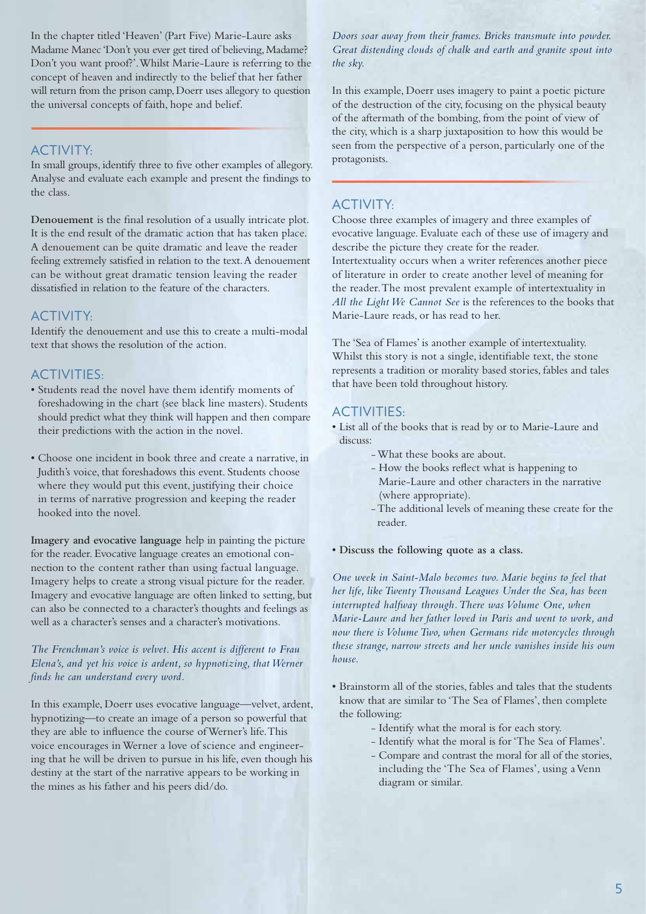In the chapter titled 'Heaven' (Part Five) Marie-Laure asks Madame Manec 'Don't you ever get tired of believing, Madame? Don't you want proof?'. Whilst Marie-Laure is referring to the concept of heaven and indirectly to the belief that her father will return from the prison camp, Doerr uses allegory to question the universal concepts of faith, hope and belief.

## ACTIVITY:

In small groups, identify three to five other examples of allegory. Analyse and evaluate each example and present the findings to the class.

**Denouement** is the final resolution of a usually intricate plot. It is the end result of the dramatic action that has taken place. A denouement can be quite dramatic and leave the reader feeling extremely satisfied in relation to the text. A denouement can be without great dramatic tension leaving the reader dissatisfied in relation to the feature of the characters.

## ACTIVITY:

Identify the denouement and use this to create a multi-modal text that shows the resolution of the action.

## ACTIVITIES:

- Students read the novel have them identify moments of foreshadowing in the chart (see black line masters). Students should predict what they think will happen and then compare their predictions with the action in the novel.
- Choose one incident in book three and create a narrative, in Judith's voice, that foreshadows this event. Students choose where they would put this event, justifying their choice in terms of narrative progression and keeping the reader hooked into the novel.

**Imagery and evocative language** help in painting the picture for the reader. Evocative language creates an emotional connection to the content rather than using factual language. Imagery helps to create a strong visual picture for the reader. Imagery and evocative language are often linked to setting, but can also be connected to a character's thoughts and feelings as well as a character's senses and a character's motivations.

*The Frenchman's voice is velvet. His accent is different to Frau Elena's, and yet his voice is ardent, so hypnotizing, that Werner finds he can understand every word.*

In this example, Doerr uses evocative language—velvet, ardent, hypnotizing—to create an image of a person so powerful that they are able to influence the course of Werner's life. This voice encourages in Werner a love of science and engineering that he will be driven to pursue in his life, even though his destiny at the start of the narrative appears to be working in the mines as his father and his peers did/do.

*Doors soar away from their frames. Bricks transmute into powder. Great distending clouds of chalk and earth and granite spout into the sky.*

In this example, Doerr uses imagery to paint a poetic picture of the destruction of the city, focusing on the physical beauty of the aftermath of the bombing, from the point of view of the city, which is a sharp juxtaposition to how this would be seen from the perspective of a person, particularly one of the protagonists.

## ACTIVITY:

Choose three examples of imagery and three examples of evocative language. Evaluate each of these use of imagery and describe the picture they create for the reader.

Intertextuality occurs when a writer references another piece of literature in order to create another level of meaning for the reader. The most prevalent example of intertextuality in *All the Light We Cannot See* is the references to the books that Marie-Laure reads, or has read to her.

The 'Sea of Flames' is another example of intertextuality. Whilst this story is not a single, identifiable text, the stone represents a tradition or morality based stories, fables and tales that have been told throughout history.

## ACTIVITIES:

- List all of the books that is read by or to Marie-Laure and discuss:
  - What these books are about.
  - How the books reflect what is happening to Marie-Laure and other characters in the narrative (where appropriate).
  - The additional levels of meaning these create for the reader.
- **Discuss the following quote as a class.**

*One week in Saint-Malo becomes two. Marie begins to feel that her life, like Twenty Thousand Leagues Under the Sea, has been interrupted halfway through. There was Volume One, when Marie-Laure and her father loved in Paris and went to work, and now there is Volume Two, when Germans ride motorcycles through these strange, narrow streets and her uncle vanishes inside his own house.*

- Brainstorm all of the stories, fables and tales that the students know that are similar to 'The Sea of Flames', then complete the following:
  - Identify what the moral is for each story.
  - Identify what the moral is for 'The Sea of Flames'.
  - Compare and contrast the moral for all of the stories, including the 'The Sea of Flames', using a Venn diagram or similar.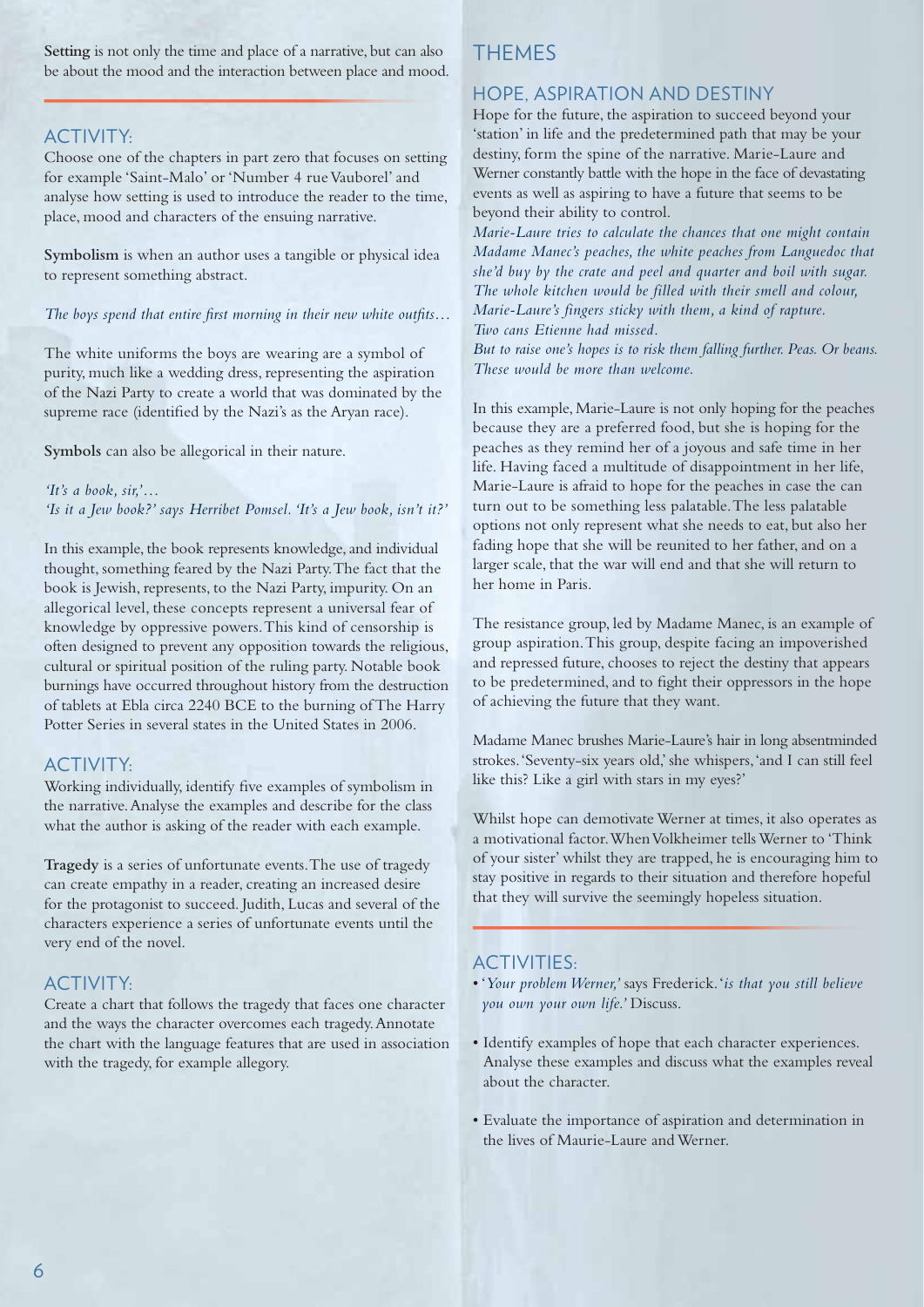**Setting** is not only the time and place of a narrative, but can also be about the mood and the interaction between place and mood.

## ACTIVITY:

Choose one of the chapters in part zero that focuses on setting for example 'Saint-Malo' or 'Number 4 rue Vauborel' and analyse how setting is used to introduce the reader to the time, place, mood and characters of the ensuing narrative.

**Symbolism** is when an author uses a tangible or physical idea to represent something abstract.

*The boys spend that entire first morning in their new white outfits…*

The white uniforms the boys are wearing are a symbol of purity, much like a wedding dress, representing the aspiration of the Nazi Party to create a world that was dominated by the supreme race (identified by the Nazi's as the Aryan race).

**Symbols** can also be allegorical in their nature.

*'It's a book, sir,'…*
*'Is it a Jew book?' says Herribet Pomsel. 'It's a Jew book, isn't it?'*

In this example, the book represents knowledge, and individual thought, something feared by the Nazi Party. The fact that the book is Jewish, represents, to the Nazi Party, impurity. On an allegorical level, these concepts represent a universal fear of knowledge by oppressive powers. This kind of censorship is often designed to prevent any opposition towards the religious, cultural or spiritual position of the ruling party. Notable book burnings have occurred throughout history from the destruction of tablets at Ebla circa 2240 BCE to the burning of The Harry Potter Series in several states in the United States in 2006.

## ACTIVITY:

Working individually, identify five examples of symbolism in the narrative. Analyse the examples and describe for the class what the author is asking of the reader with each example.

**Tragedy** is a series of unfortunate events. The use of tragedy can create empathy in a reader, creating an increased desire for the protagonist to succeed. Judith, Lucas and several of the characters experience a series of unfortunate events until the very end of the novel.

## ACTIVITY:

Create a chart that follows the tragedy that faces one character and the ways the character overcomes each tragedy. Annotate the chart with the language features that are used in association with the tragedy, for example allegory.

# THEMES

## HOPE, ASPIRATION AND DESTINY

Hope for the future, the aspiration to succeed beyond your 'station' in life and the predetermined path that may be your destiny, form the spine of the narrative. Marie-Laure and Werner constantly battle with the hope in the face of devastating events as well as aspiring to have a future that seems to be beyond their ability to control.

*Marie-Laure tries to calculate the chances that one might contain Madame Manec's peaches, the white peaches from Languedoc that she'd buy by the crate and peel and quarter and boil with sugar. The whole kitchen would be filled with their smell and colour, Marie-Laure's fingers sticky with them, a kind of rapture.*
*Two cans Etienne had missed.*
*But to raise one's hopes is to risk them falling further. Peas. Or beans. These would be more than welcome.*

In this example, Marie-Laure is not only hoping for the peaches because they are a preferred food, but she is hoping for the peaches as they remind her of a joyous and safe time in her life. Having faced a multitude of disappointment in her life, Marie-Laure is afraid to hope for the peaches in case the can turn out to be something less palatable. The less palatable options not only represent what she needs to eat, but also her fading hope that she will be reunited to her father, and on a larger scale, that the war will end and that she will return to her home in Paris.

The resistance group, led by Madame Manec, is an example of group aspiration. This group, despite facing an impoverished and repressed future, chooses to reject the destiny that appears to be predetermined, and to fight their oppressors in the hope of achieving the future that they want.

Madame Manec brushes Marie-Laure's hair in long absentminded strokes. 'Seventy-six years old,' she whispers, 'and I can still feel like this? Like a girl with stars in my eyes?'

Whilst hope can demotivate Werner at times, it also operates as a motivational factor. When Volkheimer tells Werner to 'Think of your sister' whilst they are trapped, he is encouraging him to stay positive in regards to their situation and therefore hopeful that they will survive the seemingly hopeless situation.

## ACTIVITIES:

- '*Your problem Werner,*' says Frederick. '*is that you still believe you own your own life.*' Discuss.
- Identify examples of hope that each character experiences. Analyse these examples and discuss what the examples reveal about the character.
- Evaluate the importance of aspiration and determination in the lives of Maurie-Laure and Werner.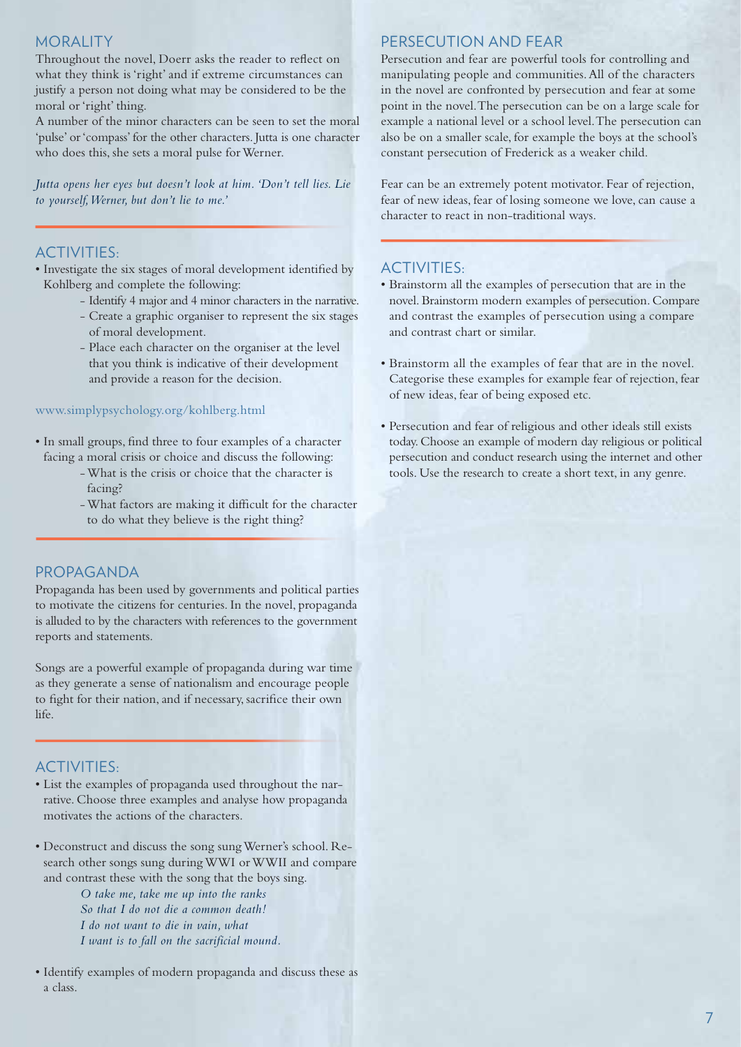## MORALITY

Throughout the novel, Doerr asks the reader to reflect on what they think is 'right' and if extreme circumstances can justify a person not doing what may be considered to be the moral or 'right' thing.

A number of the minor characters can be seen to set the moral 'pulse' or 'compass' for the other characters. Jutta is one character who does this, she sets a moral pulse for Werner.

*Jutta opens her eyes but doesn't look at him. 'Don't tell lies. Lie to yourself, Werner, but don't lie to me.'*

## ACTIVITIES:

- Investigate the six stages of moral development identified by Kohlberg and complete the following:
  - Identify 4 major and 4 minor characters in the narrative.
  - Create a graphic organiser to represent the six stages of moral development.
  - Place each character on the organiser at the level that you think is indicative of their development and provide a reason for the decision.

www.simplypsychology.org/kohlberg.html

- In small groups, find three to four examples of a character facing a moral crisis or choice and discuss the following:
  - What is the crisis or choice that the character is facing?
  - What factors are making it difficult for the character to do what they believe is the right thing?

## PROPAGANDA

Propaganda has been used by governments and political parties to motivate the citizens for centuries. In the novel, propaganda is alluded to by the characters with references to the government reports and statements.

Songs are a powerful example of propaganda during war time as they generate a sense of nationalism and encourage people to fight for their nation, and if necessary, sacrifice their own life.

## ACTIVITIES:

- List the examples of propaganda used throughout the narrative. Choose three examples and analyse how propaganda motivates the actions of the characters.
- Deconstruct and discuss the song sung Werner's school. Research other songs sung during WWI or WWII and compare and contrast these with the song that the boys sing.

  *O take me, take me up into the ranks*  
  *So that I do not die a common death!*  
  *I do not want to die in vain, what*  
  *I want is to fall on the sacrificial mound.*

- Identify examples of modern propaganda and discuss these as a class.

## PERSECUTION AND FEAR

Persecution and fear are powerful tools for controlling and manipulating people and communities. All of the characters in the novel are confronted by persecution and fear at some point in the novel. The persecution can be on a large scale for example a national level or a school level. The persecution can also be on a smaller scale, for example the boys at the school's constant persecution of Frederick as a weaker child.

Fear can be an extremely potent motivator. Fear of rejection, fear of new ideas, fear of losing someone we love, can cause a character to react in non-traditional ways.

## ACTIVITIES:

- Brainstorm all the examples of persecution that are in the novel. Brainstorm modern examples of persecution. Compare and contrast the examples of persecution using a compare and contrast chart or similar.
- Brainstorm all the examples of fear that are in the novel. Categorise these examples for example fear of rejection, fear of new ideas, fear of being exposed etc.
- Persecution and fear of religious and other ideals still exists today. Choose an example of modern day religious or political persecution and conduct research using the internet and other tools. Use the research to create a short text, in any genre.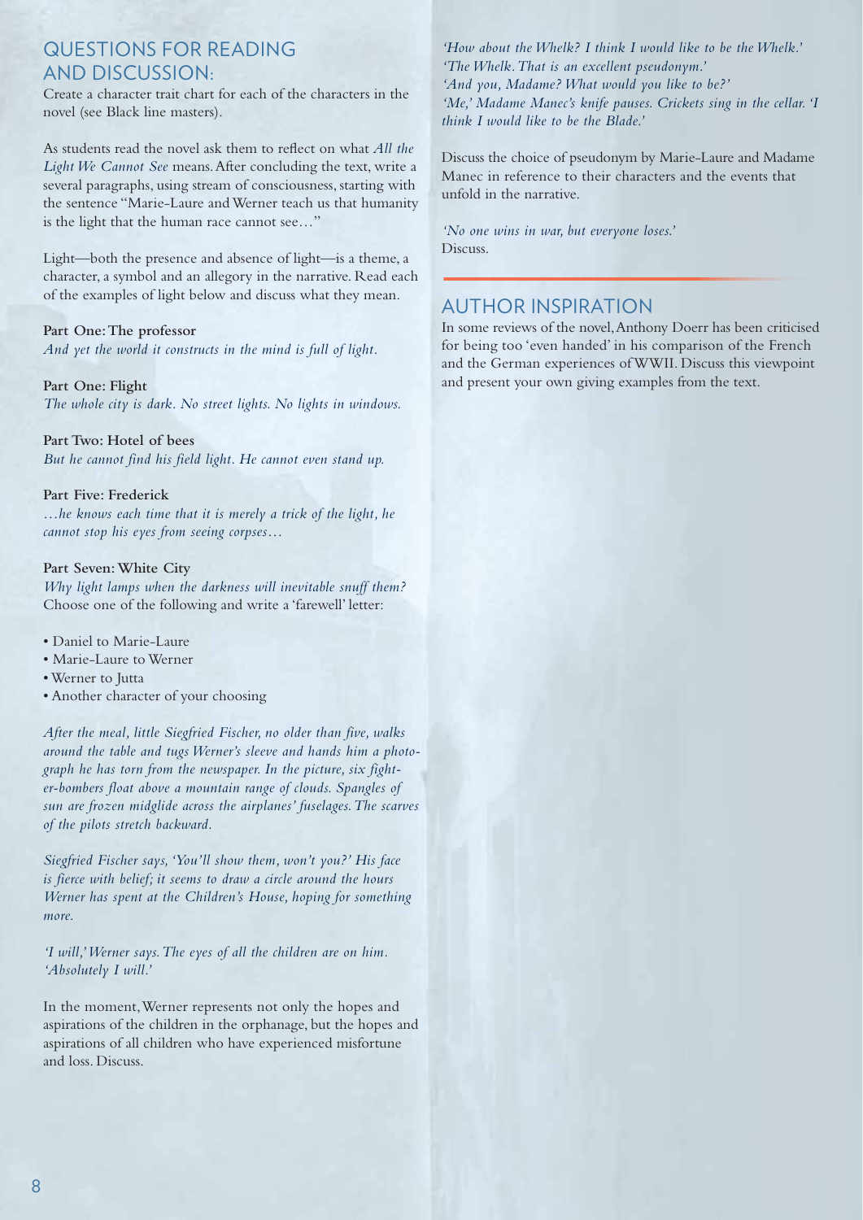## QUESTIONS FOR READING AND DISCUSSION:

Create a character trait chart for each of the characters in the novel (see Black line masters).

As students read the novel ask them to reflect on what *All the Light We Cannot See* means. After concluding the text, write a several paragraphs, using stream of consciousness, starting with the sentence "Marie-Laure and Werner teach us that humanity is the light that the human race cannot see…"

Light—both the presence and absence of light—is a theme, a character, a symbol and an allegory in the narrative. Read each of the examples of light below and discuss what they mean.

**Part One: The professor**
*And yet the world it constructs in the mind is full of light.*

**Part One: Flight**
*The whole city is dark. No street lights. No lights in windows.*

**Part Two: Hotel of bees**
*But he cannot find his field light. He cannot even stand up.*

**Part Five: Frederick**
*…he knows each time that it is merely a trick of the light, he cannot stop his eyes from seeing corpses…*

**Part Seven: White City**
*Why light lamps when the darkness will inevitable snuff them?*
Choose one of the following and write a 'farewell' letter:

- Daniel to Marie-Laure
- Marie-Laure to Werner
- Werner to Jutta
- Another character of your choosing

*After the meal, little Siegfried Fischer, no older than five, walks around the table and tugs Werner's sleeve and hands him a photograph he has torn from the newspaper. In the picture, six fighter-bombers float above a mountain range of clouds. Spangles of sun are frozen midglide across the airplanes' fuselages. The scarves of the pilots stretch backward.*

*Siegfried Fischer says, 'You'll show them, won't you?' His face is fierce with belief; it seems to draw a circle around the hours Werner has spent at the Children's House, hoping for something more.*

*'I will,' Werner says. The eyes of all the children are on him. 'Absolutely I will.'*

In the moment, Werner represents not only the hopes and aspirations of the children in the orphanage, but the hopes and aspirations of all children who have experienced misfortune and loss. Discuss.

*'How about the Whelk? I think I would like to be the Whelk.'*
*'The Whelk. That is an excellent pseudonym.'*
*'And you, Madame? What would you like to be?'*
*'Me,' Madame Manec's knife pauses. Crickets sing in the cellar. 'I think I would like to be the Blade.'*

Discuss the choice of pseudonym by Marie-Laure and Madame Manec in reference to their characters and the events that unfold in the narrative.

*'No one wins in war, but everyone loses.'*
Discuss.

## AUTHOR INSPIRATION

In some reviews of the novel, Anthony Doerr has been criticised for being too 'even handed' in his comparison of the French and the German experiences of WWII. Discuss this viewpoint and present your own giving examples from the text.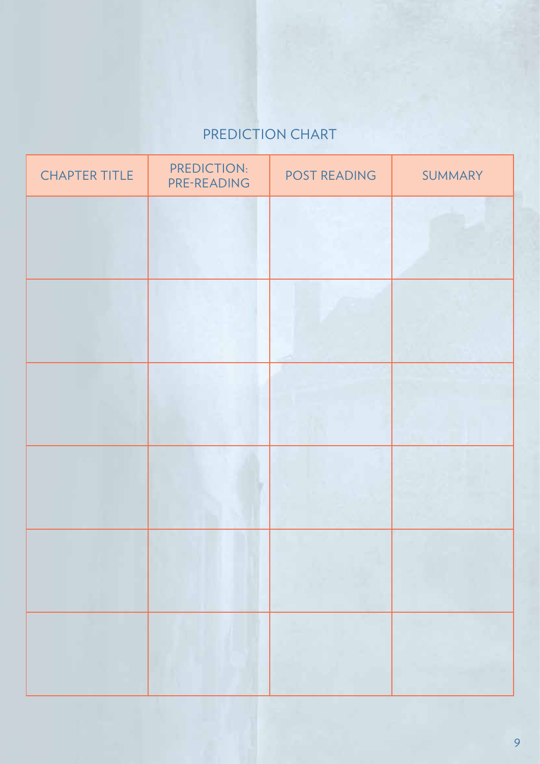## PREDICTION CHART

| CHAPTER TITLE | PREDICTION: PRE-READING | POST READING | SUMMARY |
| --- | --- | --- | --- |
| | | | |
| | | | |
| | | | |
| | | | |
| | | | |
| | | | |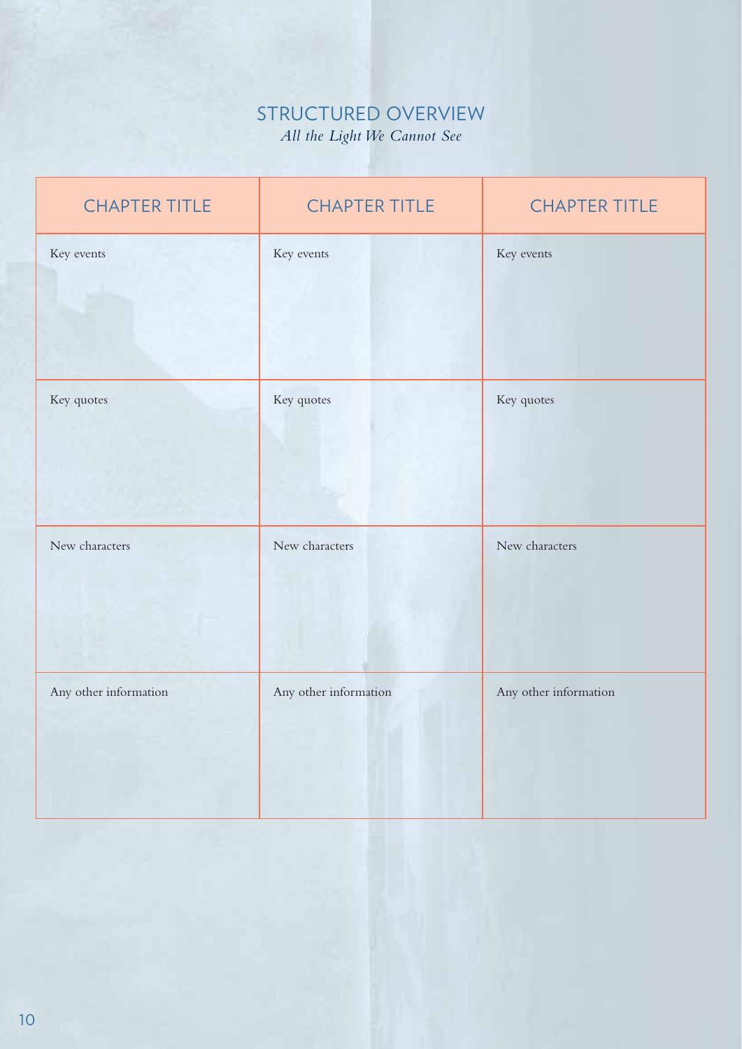## STRUCTURED OVERVIEW

*All the Light We Cannot See*

| CHAPTER TITLE | CHAPTER TITLE | CHAPTER TITLE |
|---|---|---|
| Key events | Key events | Key events |
| Key quotes | Key quotes | Key quotes |
| New characters | New characters | New characters |
| Any other information | Any other information | Any other information |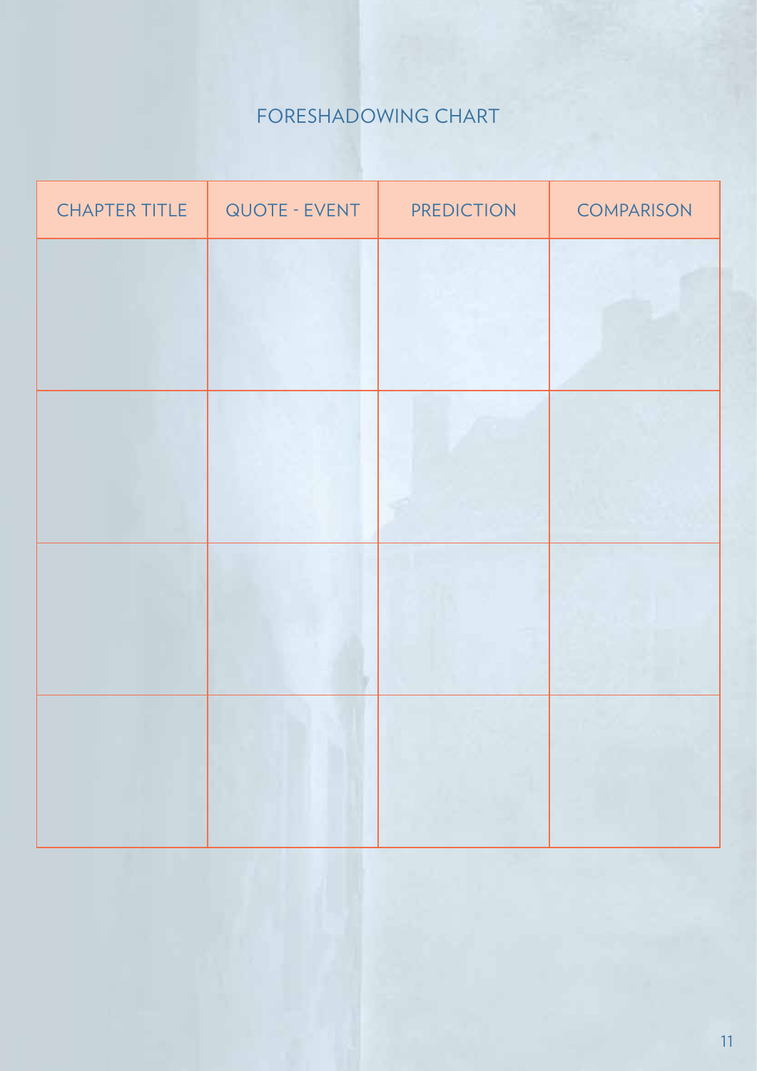# FORESHADOWING CHART

| CHAPTER TITLE | QUOTE - EVENT | PREDICTION | COMPARISON |
| --- | --- | --- | --- |
| | | | |
| | | | |
| | | | |
| | | | |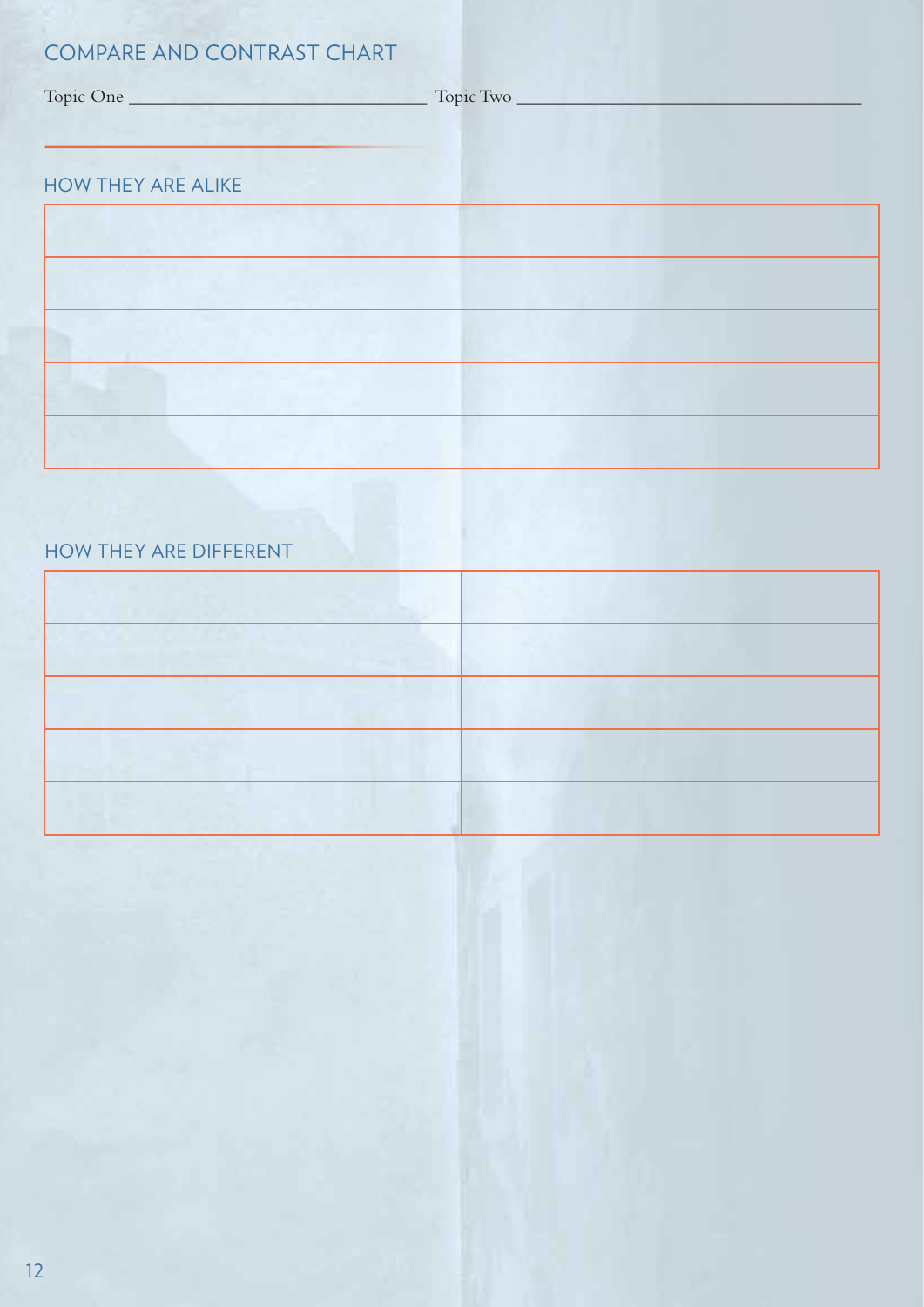## COMPARE AND CONTRAST CHART

Topic One ______________________________ Topic Two ______________________________

### HOW THEY ARE ALIKE

| |
|---|
| |
| |
| |
| |

### HOW THEY ARE DIFFERENT

| | |
|---|---|
| | |
| | |
| | |
| | |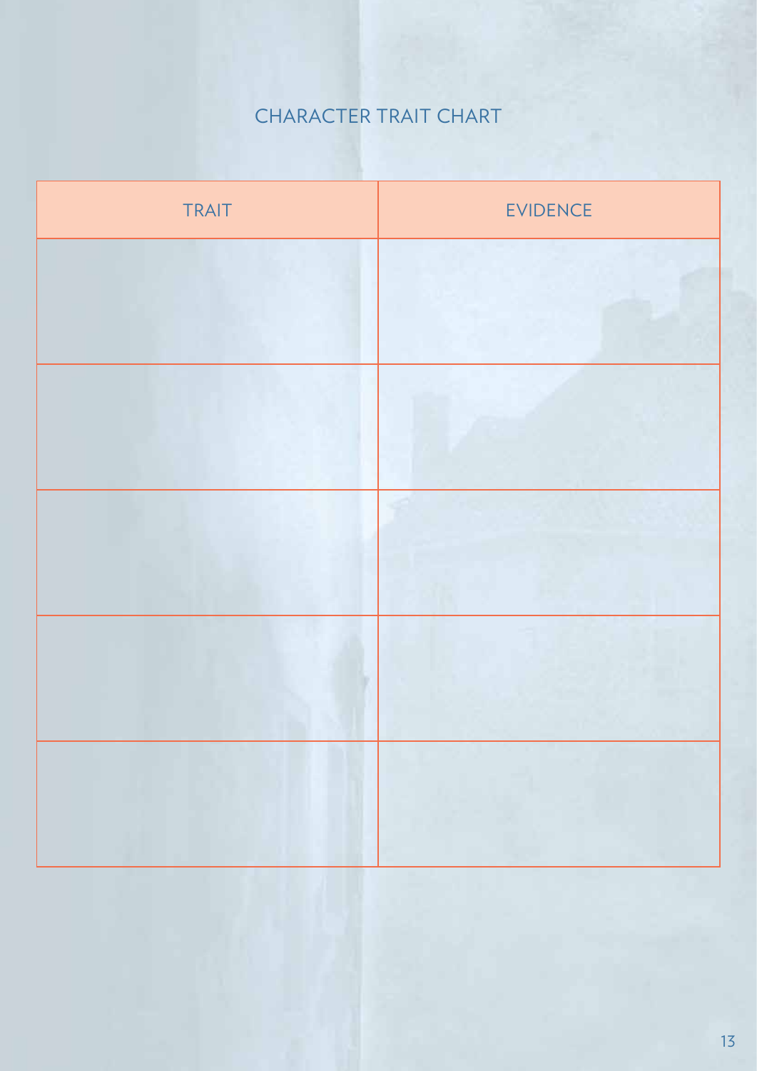## CHARACTER TRAIT CHART

| TRAIT | EVIDENCE |
| --- | --- |
| | |
| | |
| | |
| | |
| | |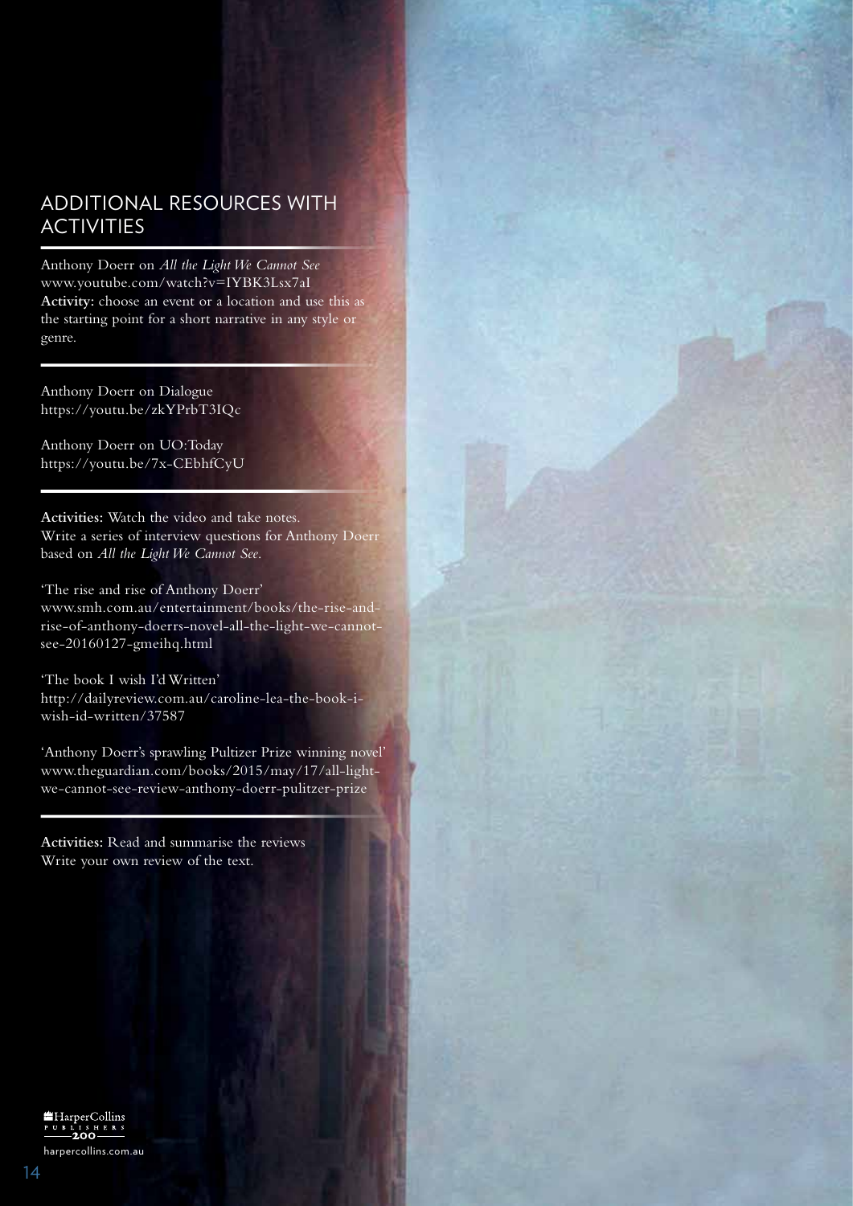## ADDITIONAL RESOURCES WITH ACTIVITIES

Anthony Doerr on *All the Light We Cannot See*
www.youtube.com/watch?v=IYBK3Lsx7aI
**Activity:** choose an event or a location and use this as the starting point for a short narrative in any style or genre.

Anthony Doerr on Dialogue
https://youtu.be/zkYPrbT3IQc

Anthony Doerr on UO:Today
https://youtu.be/7x-CEbhfCyU

**Activities:** Watch the video and take notes.
Write a series of interview questions for Anthony Doerr based on *All the Light We Cannot See*.

'The rise and rise of Anthony Doerr'
www.smh.com.au/entertainment/books/the-rise-and-rise-of-anthony-doerrs-novel-all-the-light-we-cannot-see-20160127-gmeihq.html

'The book I wish I'd Written'
http://dailyreview.com.au/caroline-lea-the-book-i-wish-id-written/37587

'Anthony Doerr's sprawling Pultizer Prize winning novel'
www.theguardian.com/books/2015/may/17/all-light-we-cannot-see-review-anthony-doerr-pulitzer-prize

**Activities:** Read and summarise the reviews
Write your own review of the text.